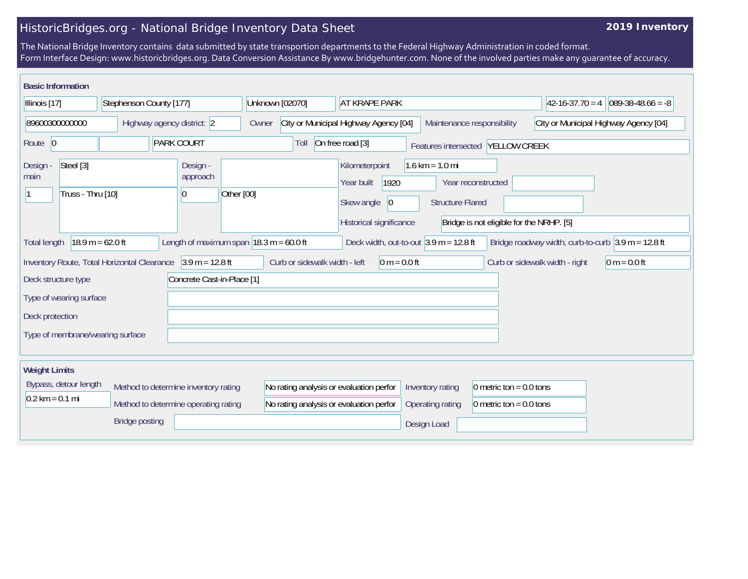# HistoricBridges.org - National Bridge Inventory Data Sheet

**2019 Inventory**

The National Bridge Inventory contains data submitted by state transportion departments to the Federal Highway Administration in coded format.
Form Interface Design: www.historicbridges.org. Data Conversion Assistance By www.bridgehunter.com. None of the involved parties make any guarantee of accuracy.

## Basic Information

| Field | Value |
|---|---|
| State | Illinois [17] |
| County | Stephenson County [177] |
| Place | Unknown [02070] |
| Location | AT KRAPE PARK |
| Latitude | 42-16-37.70 = 4 |
| Longitude | 089-38-48.66 = -8 |
| Structure Number | 89600300000000 |
| Highway agency district | 2 |
| Owner | City or Municipal Highway Agency [04] |
| Maintenance responsibility | City or Municipal Highway Agency [04] |
| Route | 0 |
| Route name | PARK COURT |
| Toll | On free road [3] |
| Features intersected | YELLOW CREEK |
| Design - main | Steel [3] |
| Design - main (spans) | 1 |
| Design - main (type) | Truss - Thru [10] |
| Design - approach | |
| Design - approach (spans) | 0 |
| Design - approach (type) | Other [00] |
| Kilometerpoint | 1.6 km = 1.0 mi |
| Year built | 1920 |
| Year reconstructed | |
| Skew angle | 0 |
| Structure Flared | |
| Historical significance | Bridge is not eligible for the NRHP. [5] |
| Total length | 18.9 m = 62.0 ft |
| Length of maximum span | 18.3 m = 60.0 ft |
| Deck width, out-to-out | 3.9 m = 12.8 ft |
| Bridge roadway width, curb-to-curb | 3.9 m = 12.8 ft |
| Inventory Route, Total Horizontal Clearance | 3.9 m = 12.8 ft |
| Curb or sidewalk width - left | 0 m = 0.0 ft |
| Curb or sidewalk width - right | 0 m = 0.0 ft |
| Deck structure type | Concrete Cast-in-Place [1] |
| Type of wearing surface | |
| Deck protection | |
| Type of membrane/wearing surface | |

## Weight Limits

| Field | Value |
|---|---|
| Bypass, detour length | 0.2 km = 0.1 mi |
| Method to determine inventory rating | No rating analysis or evaluation perfor |
| Method to determine operating rating | No rating analysis or evaluation perfor |
| Inventory rating | 0 metric ton = 0.0 tons |
| Operating rating | 0 metric ton = 0.0 tons |
| Bridge posting | |
| Design Load | |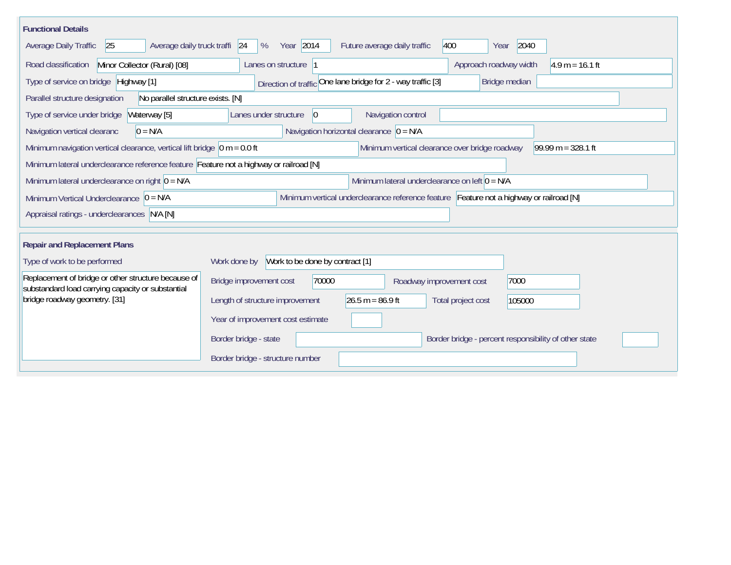## Functional Details

| Field | Value |
| --- | --- |
| Average Daily Traffic | 25 |
| Average daily truck traffi | 24 % |
| Year | 2014 |
| Future average daily traffic | 400 |
| Year | 2040 |
| Road classification | Minor Collector (Rural) [08] |
| Lanes on structure | 1 |
| Approach roadway width | 4.9 m = 16.1 ft |
| Type of service on bridge | Highway [1] |
| Direction of traffic | One lane bridge for 2 - way traffic [3] |
| Bridge median | |
| Parallel structure designation | No parallel structure exists. [N] |
| Type of service under bridge | Waterway [5] |
| Lanes under structure | 0 |
| Navigation control | |
| Navigation vertical clearanc | 0 = N/A |
| Navigation horizontal clearance | 0 = N/A |
| Minimum navigation vertical clearance, vertical lift bridge | 0 m = 0.0 ft |
| Minimum vertical clearance over bridge roadway | 99.99 m = 328.1 ft |
| Minimum lateral underclearance reference feature | Feature not a highway or railroad [N] |
| Minimum lateral underclearance on right | 0 = N/A |
| Minimum lateral underclearance on left | 0 = N/A |
| Minimum Vertical Underclearance | 0 = N/A |
| Minimum vertical underclearance reference feature | Feature not a highway or railroad [N] |
| Appraisal ratings - underclearances | N/A [N] |

## Repair and Replacement Plans

| Field | Value |
| --- | --- |
| Type of work to be performed | Replacement of bridge or other structure because of substandard load carrying capacity or substantial bridge roadway geometry. [31] |
| Work done by | Work to be done by contract [1] |
| Bridge improvement cost | 70000 |
| Roadway improvement cost | 7000 |
| Length of structure improvement | 26.5 m = 86.9 ft |
| Total project cost | 105000 |
| Year of improvement cost estimate | |
| Border bridge - state | |
| Border bridge - percent responsibility of other state | |
| Border bridge - structure number | |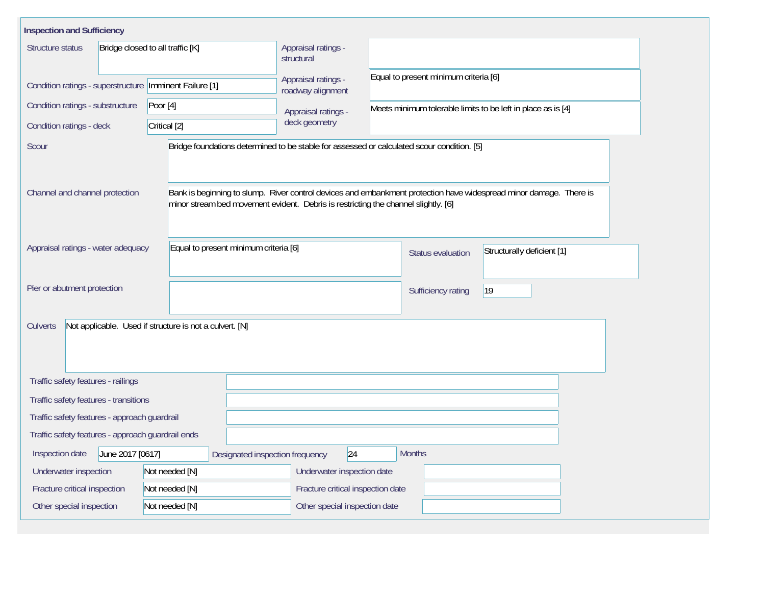## Inspection and Sufficiency

| | |
|---|---|
| Structure status | Bridge closed to all traffic [K] |
| Appraisal ratings - structural | |
| Condition ratings - superstructure | Imminent Failure [1] |
| Appraisal ratings - roadway alignment | Equal to present minimum criteria [6] |
| Condition ratings - substructure | Poor [4] |
| Appraisal ratings - deck geometry | Meets minimum tolerable limits to be left in place as is [4] |
| Condition ratings - deck | Critical [2] |
| Scour | Bridge foundations determined to be stable for assessed or calculated scour condition. [5] |
| Channel and channel protection | Bank is beginning to slump. River control devices and embankment protection have widespread minor damage. There is minor stream bed movement evident. Debris is restricting the channel slightly. [6] |
| Appraisal ratings - water adequacy | Equal to present minimum criteria [6] |
| Status evaluation | Structurally deficient [1] |
| Pier or abutment protection | |
| Sufficiency rating | 19 |
| Culverts | Not applicable. Used if structure is not a culvert. [N] |
| Traffic safety features - railings | |
| Traffic safety features - transitions | |
| Traffic safety features - approach guardrail | |
| Traffic safety features - approach guardrail ends | |
| Inspection date | June 2017 [0617] |
| Designated inspection frequency | 24 Months |
| Underwater inspection | Not needed [N] |
| Underwater inspection date | |
| Fracture critical inspection | Not needed [N] |
| Fracture critical inspection date | |
| Other special inspection | Not needed [N] |
| Other special inspection date | |